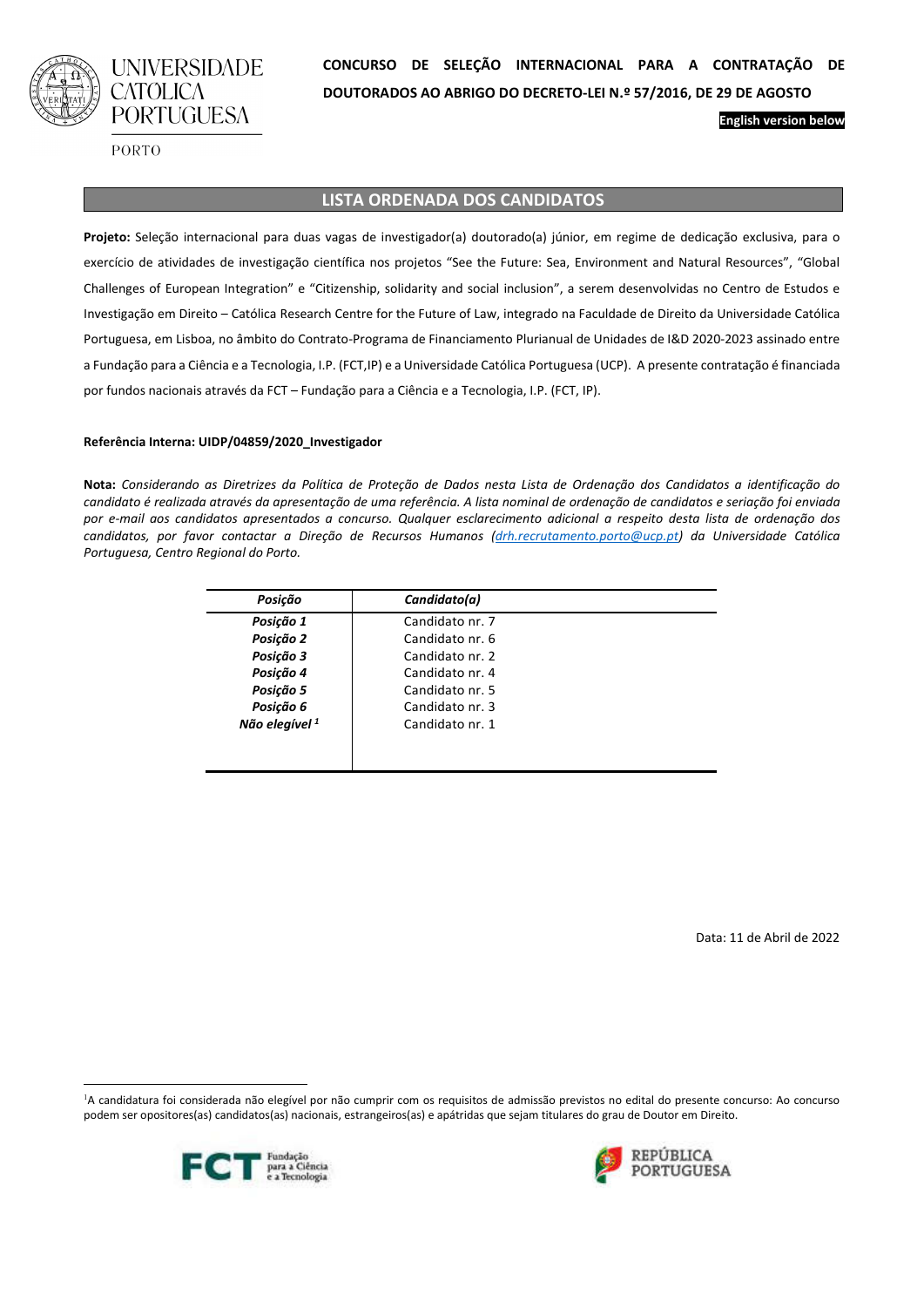UNIVERSIDADE CATÓLICA PORTUGUESA

PORTO

**CONCURSO DE SELEÇÃO INTERNACIONAL PARA A CONTRATAÇÃO DE DOUTORADOS AO ABRIGO DO DECRETO-LEI N.º 57/2016, DE 29 DE AGOSTO**

**English version below**

## LISTA ORDENADA DOS CANDIDATOS

**Projeto:** Seleção internacional para duas vagas de investigador(a) doutorado(a) júnior, em regime de dedicação exclusiva, para o exercício de atividades de investigação científica nos projetos "See the Future: Sea, Environment and Natural Resources", "Global Challenges of European Integration" e "Citizenship, solidarity and social inclusion", a serem desenvolvidas no Centro de Estudos e Investigação em Direito – Católica Research Centre for the Future of Law, integrado na Faculdade de Direito da Universidade Católica Portuguesa, em Lisboa, no âmbito do Contrato-Programa de Financiamento Plurianual de Unidades de I&D 2020-2023 assinado entre a Fundação para a Ciência e a Tecnologia, I.P. (FCT,IP) e a Universidade Católica Portuguesa (UCP). A presente contratação é financiada por fundos nacionais através da FCT – Fundação para a Ciência e a Tecnologia, I.P. (FCT, IP).

**Referência Interna: UIDP/04859/2020_Investigador**

**Nota:** *Considerando as Diretrizes da Política de Proteção de Dados nesta Lista de Ordenação dos Candidatos a identificação do candidato é realizada através da apresentação de uma referência. A lista nominal de ordenação de candidatos e seriação foi enviada por e-mail aos candidatos apresentados a concurso. Qualquer esclarecimento adicional a respeito desta lista de ordenação dos candidatos, por favor contactar a Direção de Recursos Humanos (drh.recrutamento.porto@ucp.pt) da Universidade Católica Portuguesa, Centro Regional do Porto.*

| *Posição* | *Candidato(a)* |
|---|---|
| *Posição 1* | Candidato nr. 7 |
| *Posição 2* | Candidato nr. 6 |
| *Posição 3* | Candidato nr. 2 |
| *Posição 4* | Candidato nr. 4 |
| *Posição 5* | Candidato nr. 5 |
| *Posição 6* | Candidato nr. 3 |
| *Não elegível* [1] | Candidato nr. 1 |

Data: 11 de Abril de 2022

[1] A candidatura foi considerada não elegível por não cumprir com os requisitos de admissão previstos no edital do presente concurso: Ao concurso podem ser opositores(as) candidatos(as) nacionais, estrangeiros(as) e apátridas que sejam titulares do grau de Doutor em Direito.

FCT Fundação para a Ciência e a Tecnologia

REPÚBLICA PORTUGUESA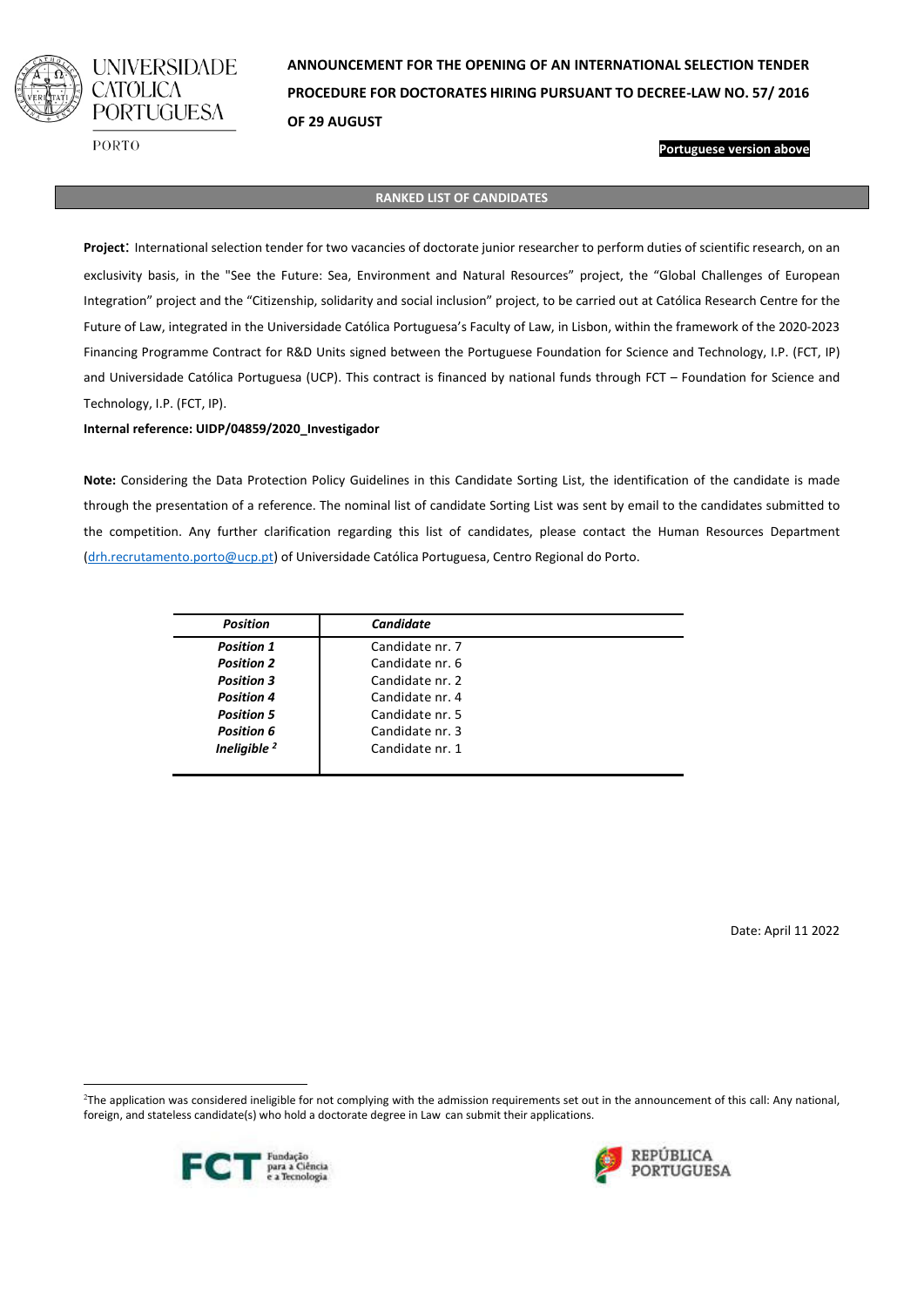# ANNOUNCEMENT FOR THE OPENING OF AN INTERNATIONAL SELECTION TENDER PROCEDURE FOR DOCTORATES HIRING PURSUANT TO DECREE-LAW NO. 57/ 2016 OF 29 AUGUST

**Portuguese version above**

## RANKED LIST OF CANDIDATES

**Project**: International selection tender for two vacancies of doctorate junior researcher to perform duties of scientific research, on an exclusivity basis, in the "See the Future: Sea, Environment and Natural Resources" project, the "Global Challenges of European Integration" project and the "Citizenship, solidarity and social inclusion" project, to be carried out at Católica Research Centre for the Future of Law, integrated in the Universidade Católica Portuguesa's Faculty of Law, in Lisbon, within the framework of the 2020-2023 Financing Programme Contract for R&D Units signed between the Portuguese Foundation for Science and Technology, I.P. (FCT, IP) and Universidade Católica Portuguesa (UCP). This contract is financed by national funds through FCT – Foundation for Science and Technology, I.P. (FCT, IP).

**Internal reference: UIDP/04859/2020_Investigador**

**Note:** Considering the Data Protection Policy Guidelines in this Candidate Sorting List, the identification of the candidate is made through the presentation of a reference. The nominal list of candidate Sorting List was sent by email to the candidates submitted to the competition. Any further clarification regarding this list of candidates, please contact the Human Resources Department (drh.recrutamento.porto@ucp.pt) of Universidade Católica Portuguesa, Centro Regional do Porto.

| *Position* | *Candidate* |
|---|---|
| ***Position 1*** | Candidate nr. 7 |
| ***Position 2*** | Candidate nr. 6 |
| ***Position 3*** | Candidate nr. 2 |
| ***Position 4*** | Candidate nr. 4 |
| ***Position 5*** | Candidate nr. 5 |
| ***Position 6*** | Candidate nr. 3 |
| ***Ineligible [2]*** | Candidate nr. 1 |

Date: April 11 2022

[2]The application was considered ineligible for not complying with the admission requirements set out in the announcement of this call: Any national, foreign, and stateless candidate(s) who hold a doctorate degree in Law can submit their applications.